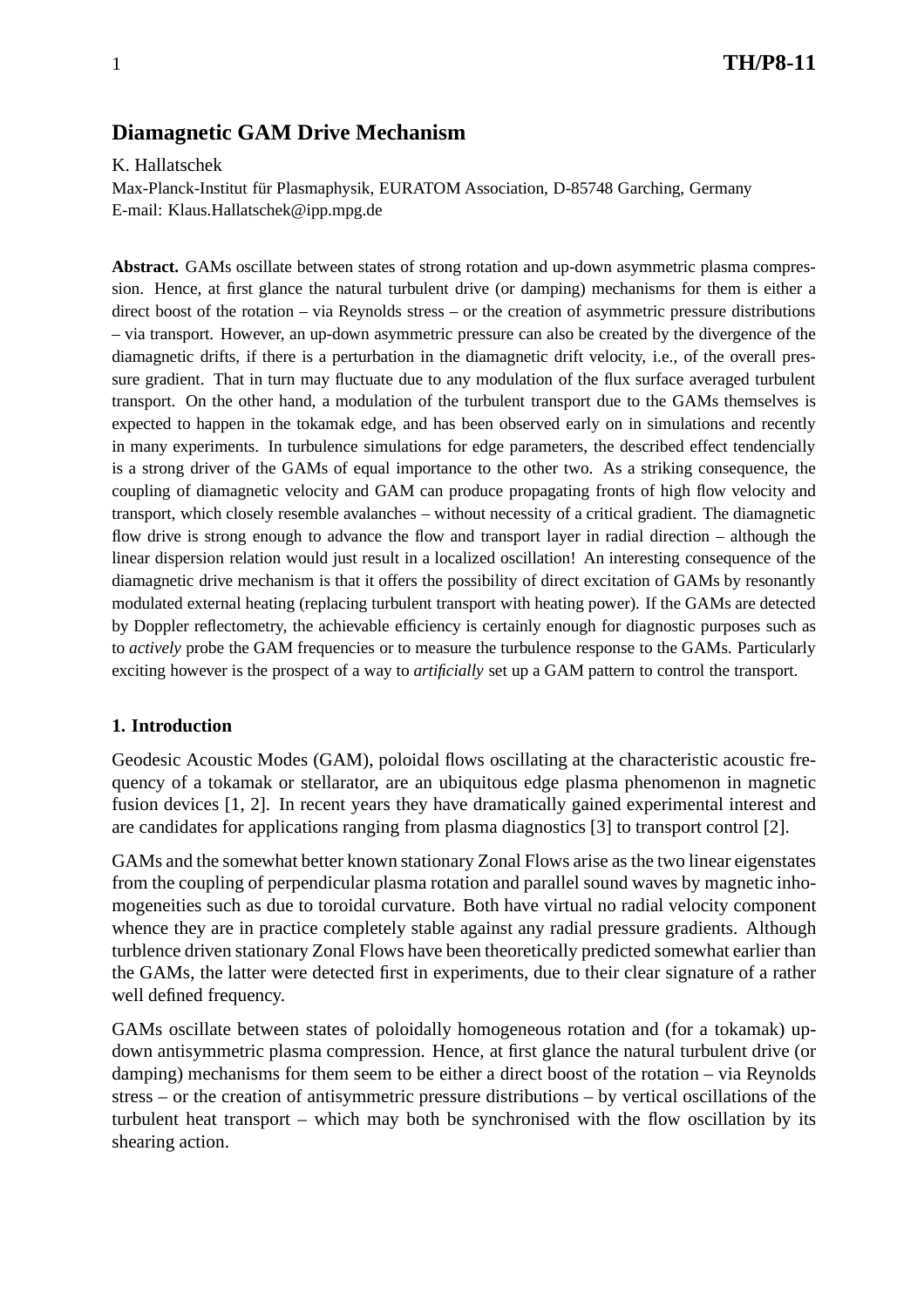# Diamagnetic GAM Drive Mechanism

K. Hallatschek

Max-Planck-Institut für Plasmaphysik, EURATOM Association, D-85748 Garching, Germany
E-mail: Klaus.Hallatschek@ipp.mpg.de

**Abstract.** GAMs oscillate between states of strong rotation and up-down asymmetric plasma compression. Hence, at first glance the natural turbulent drive (or damping) mechanisms for them is either a direct boost of the rotation – via Reynolds stress – or the creation of asymmetric pressure distributions – via transport. However, an up-down asymmetric pressure can also be created by the divergence of the diamagnetic drifts, if there is a perturbation in the diamagnetic drift velocity, i.e., of the overall pressure gradient. That in turn may fluctuate due to any modulation of the flux surface averaged turbulent transport. On the other hand, a modulation of the turbulent transport due to the GAMs themselves is expected to happen in the tokamak edge, and has been observed early on in simulations and recently in many experiments. In turbulence simulations for edge parameters, the described effect tendencially is a strong driver of the GAMs of equal importance to the other two. As a striking consequence, the coupling of diamagnetic velocity and GAM can produce propagating fronts of high flow velocity and transport, which closely resemble avalanches – without necessity of a critical gradient. The diamagnetic flow drive is strong enough to advance the flow and transport layer in radial direction – although the linear dispersion relation would just result in a localized oscillation! An interesting consequence of the diamagnetic drive mechanism is that it offers the possibility of direct excitation of GAMs by resonantly modulated external heating (replacing turbulent transport with heating power). If the GAMs are detected by Doppler reflectometry, the achievable efficiency is certainly enough for diagnostic purposes such as to *actively* probe the GAM frequencies or to measure the turbulence response to the GAMs. Particularly exciting however is the prospect of a way to *artificially* set up a GAM pattern to control the transport.

## 1. Introduction

Geodesic Acoustic Modes (GAM), poloidal flows oscillating at the characteristic acoustic frequency of a tokamak or stellarator, are an ubiquitous edge plasma phenomenon in magnetic fusion devices [1, 2]. In recent years they have dramatically gained experimental interest and are candidates for applications ranging from plasma diagnostics [3] to transport control [2].

GAMs and the somewhat better known stationary Zonal Flows arise as the two linear eigenstates from the coupling of perpendicular plasma rotation and parallel sound waves by magnetic inhomogeneities such as due to toroidal curvature. Both have virtual no radial velocity component whence they are in practice completely stable against any radial pressure gradients. Although turblence driven stationary Zonal Flows have been theoretically predicted somewhat earlier than the GAMs, the latter were detected first in experiments, due to their clear signature of a rather well defined frequency.

GAMs oscillate between states of poloidally homogeneous rotation and (for a tokamak) up-down antisymmetric plasma compression. Hence, at first glance the natural turbulent drive (or damping) mechanisms for them seem to be either a direct boost of the rotation – via Reynolds stress – or the creation of antisymmetric pressure distributions – by vertical oscillations of the turbulent heat transport – which may both be synchronised with the flow oscillation by its shearing action.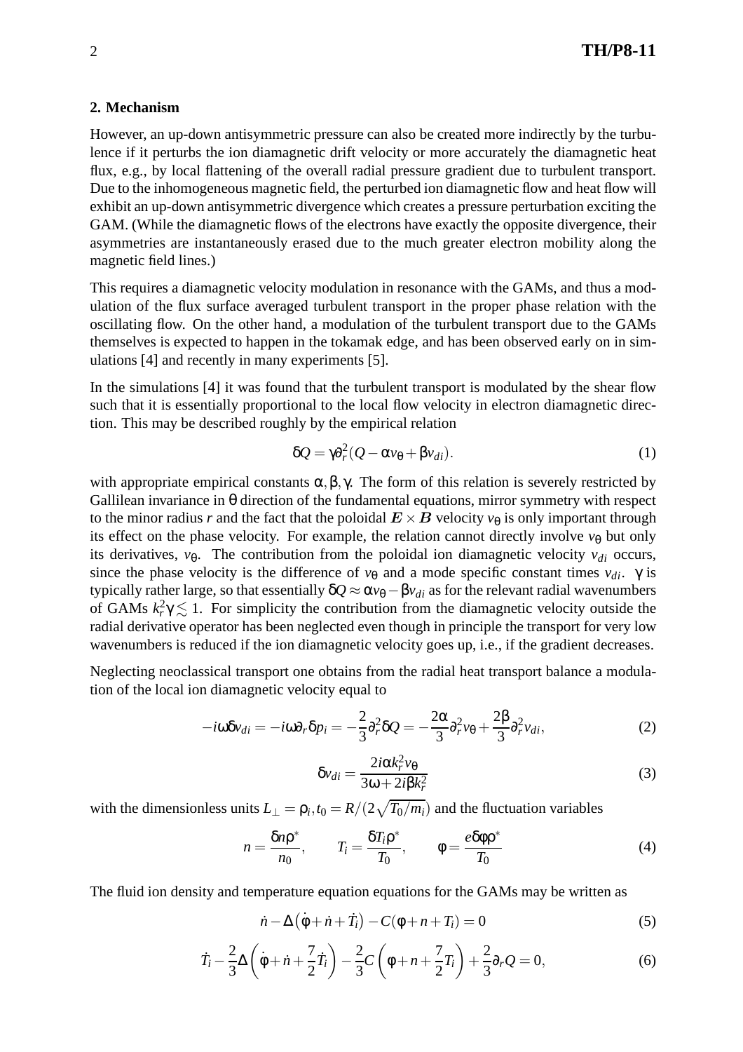## 2. Mechanism

However, an up-down antisymmetric pressure can also be created more indirectly by the turbulence if it perturbs the ion diamagnetic drift velocity or more accurately the diamagnetic heat flux, e.g., by local flattening of the overall radial pressure gradient due to turbulent transport. Due to the inhomogeneous magnetic field, the perturbed ion diamagnetic flow and heat flow will exhibit an up-down antisymmetric divergence which creates a pressure perturbation exciting the GAM. (While the diamagnetic flows of the electrons have exactly the opposite divergence, their asymmetries are instantaneously erased due to the much greater electron mobility along the magnetic field lines.)

This requires a diamagnetic velocity modulation in resonance with the GAMs, and thus a modulation of the flux surface averaged turbulent transport in the proper phase relation with the oscillating flow. On the other hand, a modulation of the turbulent transport due to the GAMs themselves is expected to happen in the tokamak edge, and has been observed early on in simulations [4] and recently in many experiments [5].

In the simulations [4] it was found that the turbulent transport is modulated by the shear flow such that it is essentially proportional to the local flow velocity in electron diamagnetic direction. This may be described roughly by the empirical relation

$$\delta Q = \gamma \partial_r^2 (Q - \alpha v_\theta + \beta v_{di}). \tag{1}$$

with appropriate empirical constants $\alpha, \beta, \gamma$. The form of this relation is severely restricted by Gallilean invariance in $\theta$ direction of the fundamental equations, mirror symmetry with respect to the minor radius $r$ and the fact that the poloidal $\boldsymbol{E} \times \boldsymbol{B}$ velocity $v_\theta$ is only important through its effect on the phase velocity. For example, the relation cannot directly involve $v_\theta$ but only its derivatives, $v_\theta$. The contribution from the poloidal ion diamagnetic velocity $v_{di}$ occurs, since the phase velocity is the difference of $v_\theta$ and a mode specific constant times $v_{di}$. $\gamma$ is typically rather large, so that essentially $\delta Q \approx \alpha v_\theta - \beta v_{di}$ as for the relevant radial wavenumbers of GAMs $k_r^2 \gamma \lesssim 1$. For simplicity the contribution from the diamagnetic velocity outside the radial derivative operator has been neglected even though in principle the transport for very low wavenumbers is reduced if the ion diamagnetic velocity goes up, i.e., if the gradient decreases.

Neglecting neoclassical transport one obtains from the radial heat transport balance a modulation of the local ion diamagnetic velocity equal to

$$-i\omega \delta v_{di} = -i\omega \partial_r \delta p_i = -\frac{2}{3}\partial_r^2 \delta Q = -\frac{2\alpha}{3}\partial_r^2 v_\theta + \frac{2\beta}{3}\partial_r^2 v_{di}, \tag{2}$$

$$\delta v_{di} = \frac{2i\alpha k_r^2 v_\theta}{3\omega + 2i\beta k_r^2} \tag{3}$$

with the dimensionless units $L_\perp = \rho_i, t_0 = R/(2\sqrt{T_0/m_i})$ and the fluctuation variables

$$n = \frac{\delta n \rho^*}{n_0}, \qquad T_i = \frac{\delta T_i \rho^*}{T_0}, \qquad \phi = \frac{e\delta\phi\rho^*}{T_0} \tag{4}$$

The fluid ion density and temperature equation equations for the GAMs may be written as

$$\dot{n} - \Delta\left(\dot{\phi} + \dot{n} + \dot{T}_i\right) - C(\phi + n + T_i) = 0 \tag{5}$$

$$\dot{T}_i - \frac{2}{3}\Delta\left(\dot{\phi} + \dot{n} + \frac{7}{2}\dot{T}_i\right) - \frac{2}{3}C\left(\phi + n + \frac{7}{2}T_i\right) + \frac{2}{3}\partial_r Q = 0, \tag{6}$$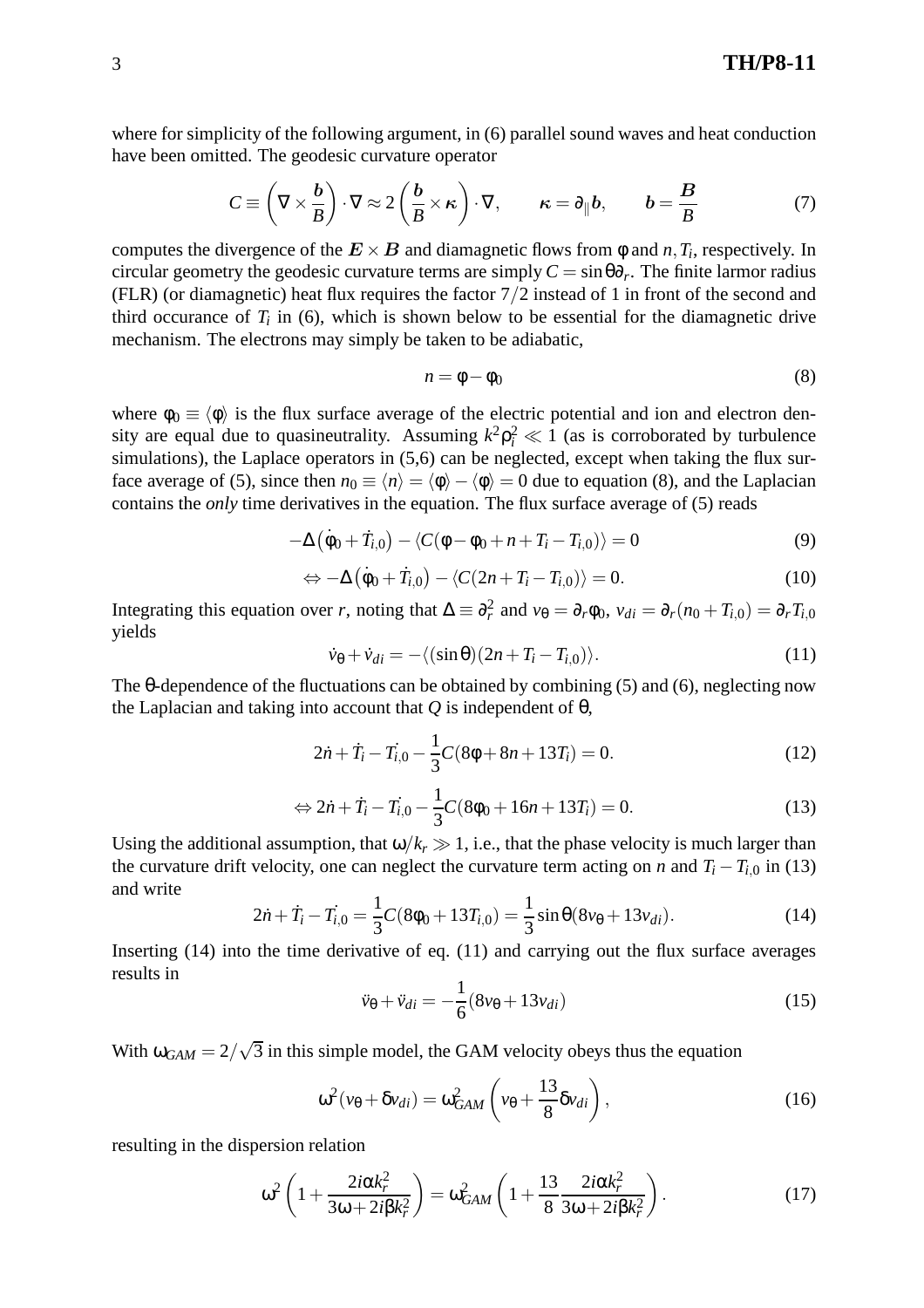where for simplicity of the following argument, in (6) parallel sound waves and heat conduction have been omitted. The geodesic curvature operator

$$C \equiv \left(\nabla \times \frac{\boldsymbol{b}}{B}\right) \cdot \nabla \approx 2\left(\frac{\boldsymbol{b}}{B} \times \boldsymbol{\kappa}\right) \cdot \nabla, \qquad \boldsymbol{\kappa} = \partial_\parallel \boldsymbol{b}, \qquad \boldsymbol{b} = \frac{\boldsymbol{B}}{B} \tag{7}$$

computes the divergence of the $\boldsymbol{E} \times \boldsymbol{B}$ and diamagnetic flows from $\phi$ and $n, T_i$, respectively. In circular geometry the geodesic curvature terms are simply $C = \sin\theta\partial_r$. The finite larmor radius (FLR) (or diamagnetic) heat flux requires the factor $7/2$ instead of 1 in front of the second and third occurance of $T_i$ in (6), which is shown below to be essential for the diamagnetic drive mechanism. The electrons may simply be taken to be adiabatic,

$$n = \phi - \phi_0 \tag{8}$$

where $\phi_0 \equiv \langle\phi\rangle$ is the flux surface average of the electric potential and ion and electron density are equal due to quasineutrality. Assuming $k^2\rho_i^2 \ll 1$ (as is corroborated by turbulence simulations), the Laplace operators in (5,6) can be neglected, except when taking the flux surface average of (5), since then $n_0 \equiv \langle n\rangle = \langle\phi\rangle - \langle\phi\rangle = 0$ due to equation (8), and the Laplacian contains the *only* time derivatives in the equation. The flux surface average of (5) reads

$$-\Delta\left(\dot{\phi}_0 + \dot{T}_{i,0}\right) - \langle C(\phi - \phi_0 + n + T_i - T_{i,0})\rangle = 0 \tag{9}$$

$$\Leftrightarrow -\Delta\left(\dot{\phi}_0 + \dot{T}_{i,0}\right) - \langle C(2n + T_i - T_{i,0})\rangle = 0. \tag{10}$$

Integrating this equation over $r$, noting that $\Delta \equiv \partial_r^2$ and $v_\theta = \partial_r\phi_0$, $v_{di} = \partial_r(n_0 + T_{i,0}) = \partial_r T_{i,0}$ yields

$$\dot{v}_\theta + \dot{v}_{di} = -\langle(\sin\theta)(2n + T_i - T_{i,0})\rangle. \tag{11}$$

The $\theta$-dependence of the fluctuations can be obtained by combining (5) and (6), neglecting now the Laplacian and taking into account that $Q$ is independent of $\theta$,

$$2\dot{n} + \dot{T}_i - \dot{T_{i,0}} - \frac{1}{3}C(8\phi + 8n + 13T_i) = 0. \tag{12}$$

$$\Leftrightarrow 2\dot{n} + \dot{T}_i - \dot{T_{i,0}} - \frac{1}{3}C(8\phi_0 + 16n + 13T_i) = 0. \tag{13}$$

Using the additional assumption, that $\omega/k_r \gg 1$, i.e., that the phase velocity is much larger than the curvature drift velocity, one can neglect the curvature term acting on $n$ and $T_i - T_{i,0}$ in (13) and write

$$2\dot{n} + \dot{T}_i - \dot{T_{i,0}} = \frac{1}{3}C(8\phi_0 + 13T_{i,0}) = \frac{1}{3}\sin\theta(8v_\theta + 13v_{di}). \tag{14}$$

Inserting (14) into the time derivative of eq. (11) and carrying out the flux surface averages results in

$$\ddot{v}_\theta + \ddot{v}_{di} = -\frac{1}{6}(8v_\theta + 13v_{di}) \tag{15}$$

With $\omega_{GAM} = 2/\sqrt{3}$ in this simple model, the GAM velocity obeys thus the equation

$$\omega^2(v_\theta + \delta v_{di}) = \omega_{GAM}^2\left(v_\theta + \frac{13}{8}\delta v_{di}\right), \tag{16}$$

resulting in the dispersion relation

$$\omega^2\left(1 + \frac{2i\alpha k_r^2}{3\omega + 2i\beta k_r^2}\right) = \omega_{GAM}^2\left(1 + \frac{13}{8}\frac{2i\alpha k_r^2}{3\omega + 2i\beta k_r^2}\right). \tag{17}$$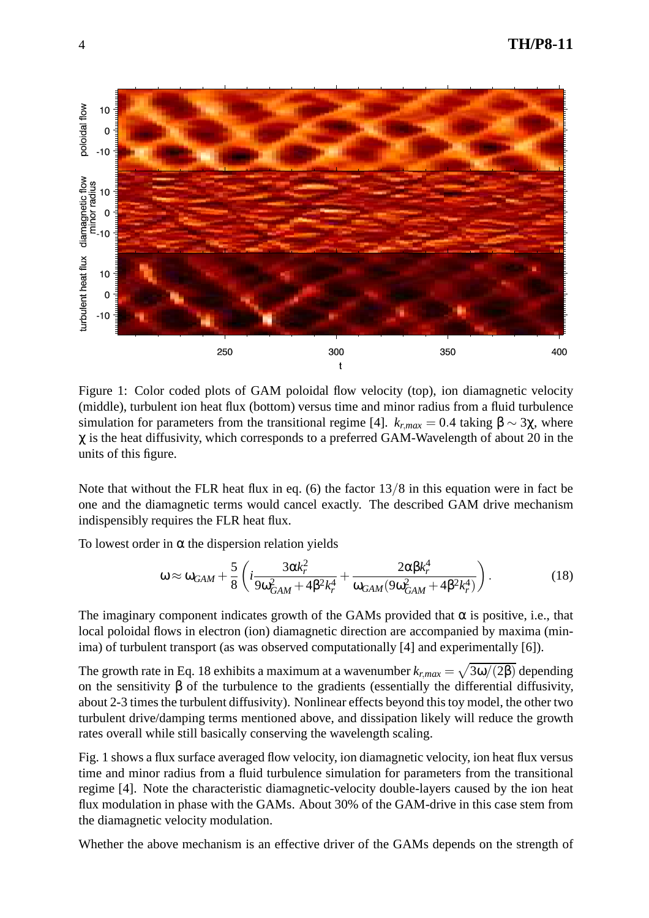Figure 1: Color coded plots of GAM poloidal flow velocity (top), ion diamagnetic velocity (middle), turbulent ion heat flux (bottom) versus time and minor radius from a fluid turbulence simulation for parameters from the transitional regime [4]. $k_{r,max} = 0.4$ taking $\beta \sim 3\chi$, where $\chi$ is the heat diffusivity, which corresponds to a preferred GAM-Wavelength of about 20 in the units of this figure.

Note that without the FLR heat flux in eq. (6) the factor $13/8$ in this equation were in fact be one and the diamagnetic terms would cancel exactly. The described GAM drive mechanism indispensibly requires the FLR heat flux.

To lowest order in $\alpha$ the dispersion relation yields

$$\omega \approx \omega_{GAM} + \frac{5}{8}\left( i\frac{3\alpha k_r^2}{9\omega_{GAM}^2 + 4\beta^2 k_r^4} + \frac{2\alpha\beta k_r^4}{\omega_{GAM}(9\omega_{GAM}^2 + 4\beta^2 k_r^4)} \right). \tag{18}$$

The imaginary component indicates growth of the GAMs provided that $\alpha$ is positive, i.e., that local poloidal flows in electron (ion) diamagnetic direction are accompanied by maxima (minima) of turbulent transport (as was observed computationally [4] and experimentally [6]).

The growth rate in Eq. 18 exhibits a maximum at a wavenumber $k_{r,max} = \sqrt{3\omega/(2\beta)}$ depending on the sensitivity $\beta$ of the turbulence to the gradients (essentially the differential diffusivity, about 2-3 times the turbulent diffusivity). Nonlinear effects beyond this toy model, the other two turbulent drive/damping terms mentioned above, and dissipation likely will reduce the growth rates overall while still basically conserving the wavelength scaling.

Fig. 1 shows a flux surface averaged flow velocity, ion diamagnetic velocity, ion heat flux versus time and minor radius from a fluid turbulence simulation for parameters from the transitional regime [4]. Note the characteristic diamagnetic-velocity double-layers caused by the ion heat flux modulation in phase with the GAMs. About 30% of the GAM-drive in this case stem from the diamagnetic velocity modulation.

Whether the above mechanism is an effective driver of the GAMs depends on the strength of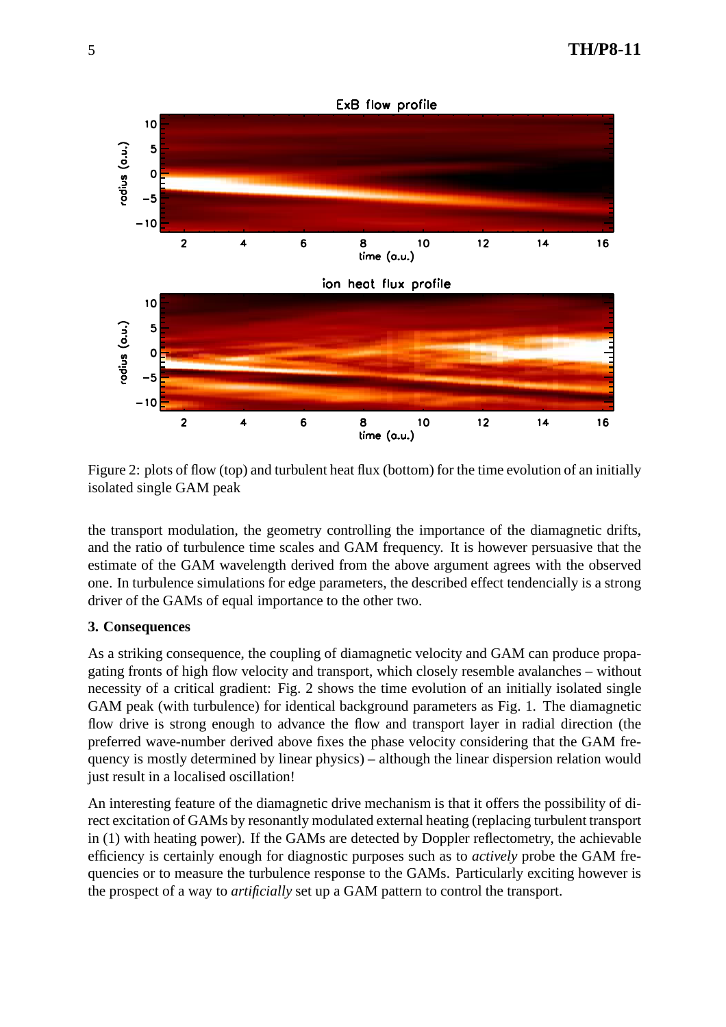Figure 2: plots of flow (top) and turbulent heat flux (bottom) for the time evolution of an initially isolated single GAM peak

the transport modulation, the geometry controlling the importance of the diamagnetic drifts, and the ratio of turbulence time scales and GAM frequency. It is however persuasive that the estimate of the GAM wavelength derived from the above argument agrees with the observed one. In turbulence simulations for edge parameters, the described effect tendencially is a strong driver of the GAMs of equal importance to the other two.

## 3. Consequences

As a striking consequence, the coupling of diamagnetic velocity and GAM can produce propagating fronts of high flow velocity and transport, which closely resemble avalanches – without necessity of a critical gradient: Fig. 2 shows the time evolution of an initially isolated single GAM peak (with turbulence) for identical background parameters as Fig. 1. The diamagnetic flow drive is strong enough to advance the flow and transport layer in radial direction (the preferred wave-number derived above fixes the phase velocity considering that the GAM frequency is mostly determined by linear physics) – although the linear dispersion relation would just result in a localised oscillation!

An interesting feature of the diamagnetic drive mechanism is that it offers the possibility of direct excitation of GAMs by resonantly modulated external heating (replacing turbulent transport in (1) with heating power). If the GAMs are detected by Doppler reflectometry, the achievable efficiency is certainly enough for diagnostic purposes such as to *actively* probe the GAM frequencies or to measure the turbulence response to the GAMs. Particularly exciting however is the prospect of a way to *artificially* set up a GAM pattern to control the transport.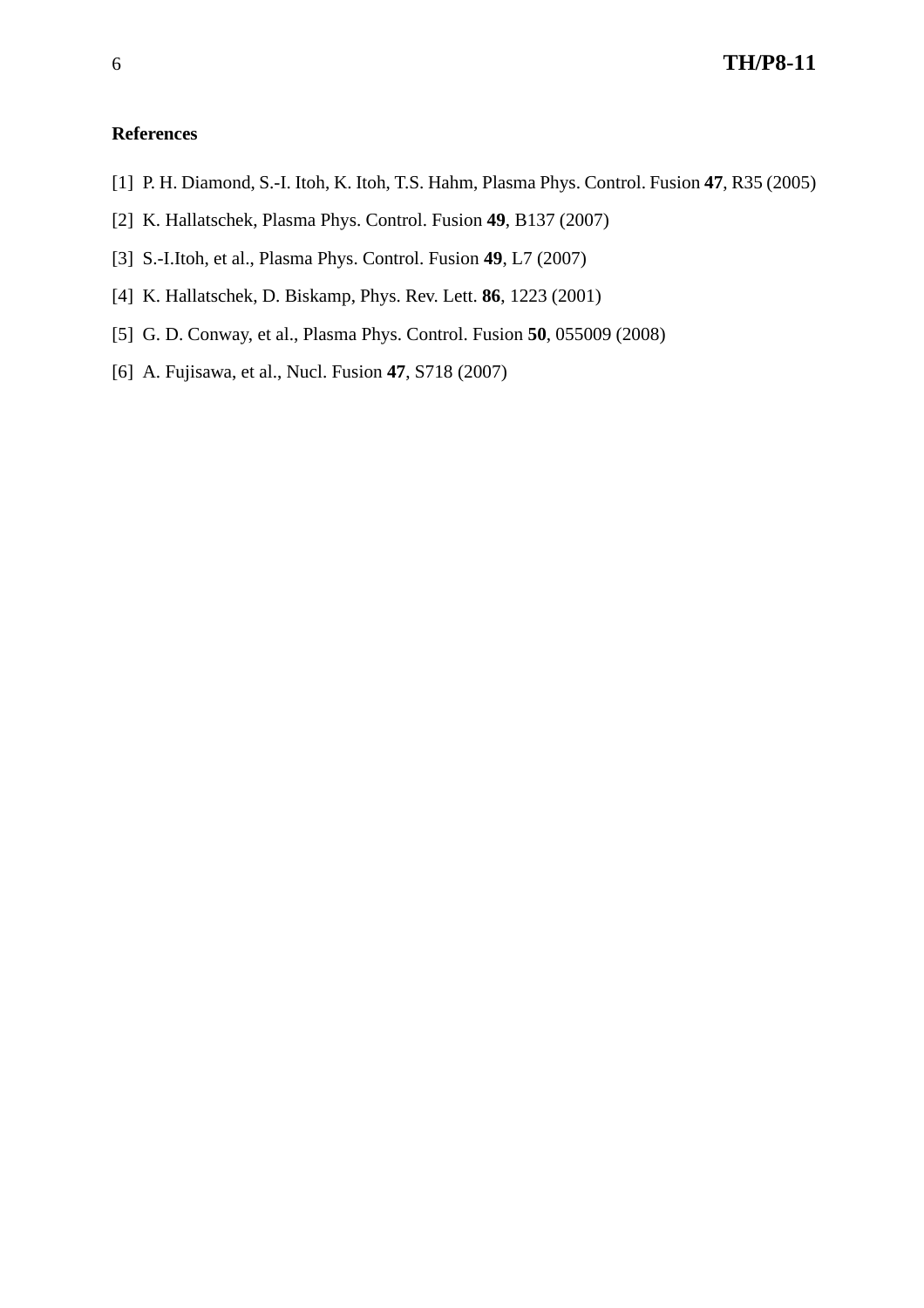## References

[1] P. H. Diamond, S.-I. Itoh, K. Itoh, T.S. Hahm, Plasma Phys. Control. Fusion **47**, R35 (2005)

[2] K. Hallatschek, Plasma Phys. Control. Fusion **49**, B137 (2007)

[3] S.-I.Itoh, et al., Plasma Phys. Control. Fusion **49**, L7 (2007)

[4] K. Hallatschek, D. Biskamp, Phys. Rev. Lett. **86**, 1223 (2001)

[5] G. D. Conway, et al., Plasma Phys. Control. Fusion **50**, 055009 (2008)

[6] A. Fujisawa, et al., Nucl. Fusion **47**, S718 (2007)